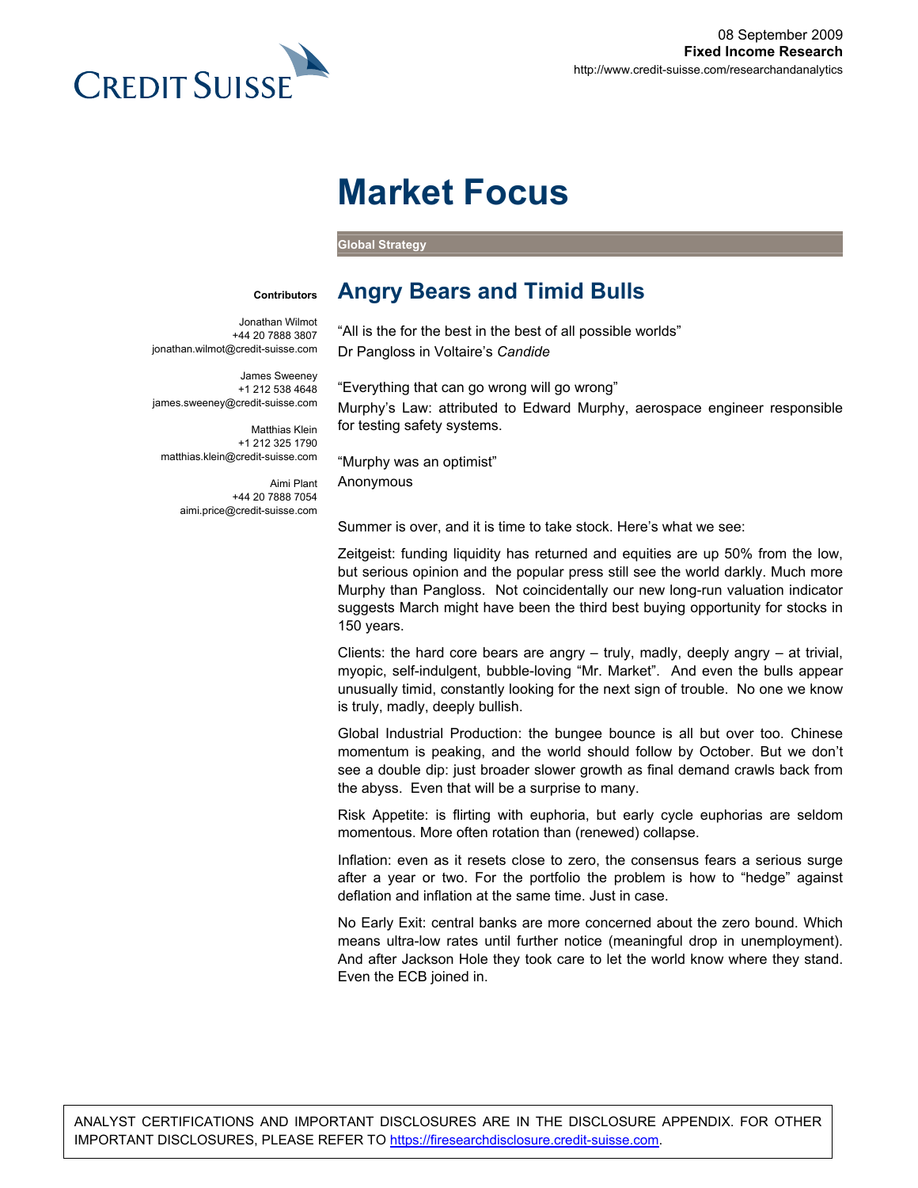08 September 2009
**Fixed Income Research**
http://www.credit-suisse.com/researchandanalytics

# Market Focus

**Global Strategy**

**Contributors**

Jonathan Wilmot
+44 20 7888 3807
jonathan.wilmot@credit-suisse.com

James Sweeney
+1 212 538 4648
james.sweeney@credit-suisse.com

Matthias Klein
+1 212 325 1790
matthias.klein@credit-suisse.com

Aimi Plant
+44 20 7888 7054
aimi.price@credit-suisse.com

## Angry Bears and Timid Bulls

"All is the for the best in the best of all possible worlds"
Dr Pangloss in Voltaire's *Candide*

"Everything that can go wrong will go wrong"
Murphy's Law: attributed to Edward Murphy, aerospace engineer responsible for testing safety systems.

"Murphy was an optimist"
Anonymous

Summer is over, and it is time to take stock. Here's what we see:

Zeitgeist: funding liquidity has returned and equities are up 50% from the low, but serious opinion and the popular press still see the world darkly. Much more Murphy than Pangloss. Not coincidentally our new long-run valuation indicator suggests March might have been the third best buying opportunity for stocks in 150 years.

Clients: the hard core bears are angry – truly, madly, deeply angry – at trivial, myopic, self-indulgent, bubble-loving "Mr. Market". And even the bulls appear unusually timid, constantly looking for the next sign of trouble. No one we know is truly, madly, deeply bullish.

Global Industrial Production: the bungee bounce is all but over too. Chinese momentum is peaking, and the world should follow by October. But we don't see a double dip: just broader slower growth as final demand crawls back from the abyss. Even that will be a surprise to many.

Risk Appetite: is flirting with euphoria, but early cycle euphorias are seldom momentous. More often rotation than (renewed) collapse.

Inflation: even as it resets close to zero, the consensus fears a serious surge after a year or two. For the portfolio the problem is how to "hedge" against deflation and inflation at the same time. Just in case.

No Early Exit: central banks are more concerned about the zero bound. Which means ultra-low rates until further notice (meaningful drop in unemployment). And after Jackson Hole they took care to let the world know where they stand. Even the ECB joined in.

ANALYST CERTIFICATIONS AND IMPORTANT DISCLOSURES ARE IN THE DISCLOSURE APPENDIX. FOR OTHER IMPORTANT DISCLOSURES, PLEASE REFER TO https://firesearchdisclosure.credit-suisse.com.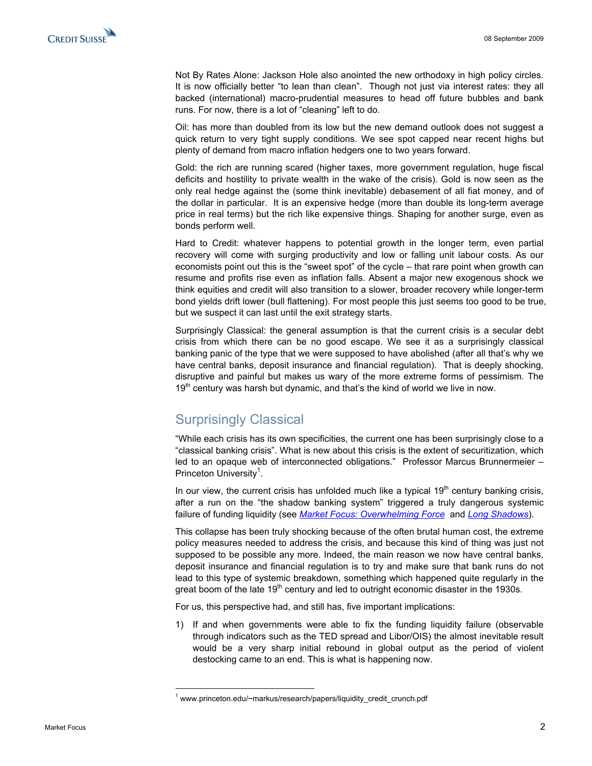Not By Rates Alone: Jackson Hole also anointed the new orthodoxy in high policy circles. It is now officially better "to lean than clean". Though not just via interest rates: they all backed (international) macro-prudential measures to head off future bubbles and bank runs. For now, there is a lot of "cleaning" left to do.

Oil: has more than doubled from its low but the new demand outlook does not suggest a quick return to very tight supply conditions. We see spot capped near recent highs but plenty of demand from macro inflation hedgers one to two years forward.

Gold: the rich are running scared (higher taxes, more government regulation, huge fiscal deficits and hostility to private wealth in the wake of the crisis). Gold is now seen as the only real hedge against the (some think inevitable) debasement of all fiat money, and of the dollar in particular. It is an expensive hedge (more than double its long-term average price in real terms) but the rich like expensive things. Shaping for another surge, even as bonds perform well.

Hard to Credit: whatever happens to potential growth in the longer term, even partial recovery will come with surging productivity and low or falling unit labour costs. As our economists point out this is the "sweet spot" of the cycle – that rare point when growth can resume and profits rise even as inflation falls. Absent a major new exogenous shock we think equities and credit will also transition to a slower, broader recovery while longer-term bond yields drift lower (bull flattening). For most people this just seems too good to be true, but we suspect it can last until the exit strategy starts.

Surprisingly Classical: the general assumption is that the current crisis is a secular debt crisis from which there can be no good escape. We see it as a surprisingly classical banking panic of the type that we were supposed to have abolished (after all that's why we have central banks, deposit insurance and financial regulation). That is deeply shocking, disruptive and painful but makes us wary of the more extreme forms of pessimism. The 19th century was harsh but dynamic, and that's the kind of world we live in now.

## Surprisingly Classical

"While each crisis has its own specificities, the current one has been surprisingly close to a "classical banking crisis". What is new about this crisis is the extent of securitization, which led to an opaque web of interconnected obligations." Professor Marcus Brunnermeier – Princeton University[1].

In our view, the current crisis has unfolded much like a typical 19th century banking crisis, after a run on the "the shadow banking system" triggered a truly dangerous systemic failure of funding liquidity (see *Market Focus: Overwhelming Force* and *Long Shadows*).

This collapse has been truly shocking because of the often brutal human cost, the extreme policy measures needed to address the crisis, and because this kind of thing was just not supposed to be possible any more. Indeed, the main reason we now have central banks, deposit insurance and financial regulation is to try and make sure that bank runs do not lead to this type of systemic breakdown, something which happened quite regularly in the great boom of the late 19th century and led to outright economic disaster in the 1930s.

For us, this perspective had, and still has, five important implications:

1) If and when governments were able to fix the funding liquidity failure (observable through indicators such as the TED spread and Libor/OIS) the almost inevitable result would be a very sharp initial rebound in global output as the period of violent destocking came to an end. This is what is happening now.

---

[1] www.princeton.edu/~markus/research/papers/liquidity_credit_crunch.pdf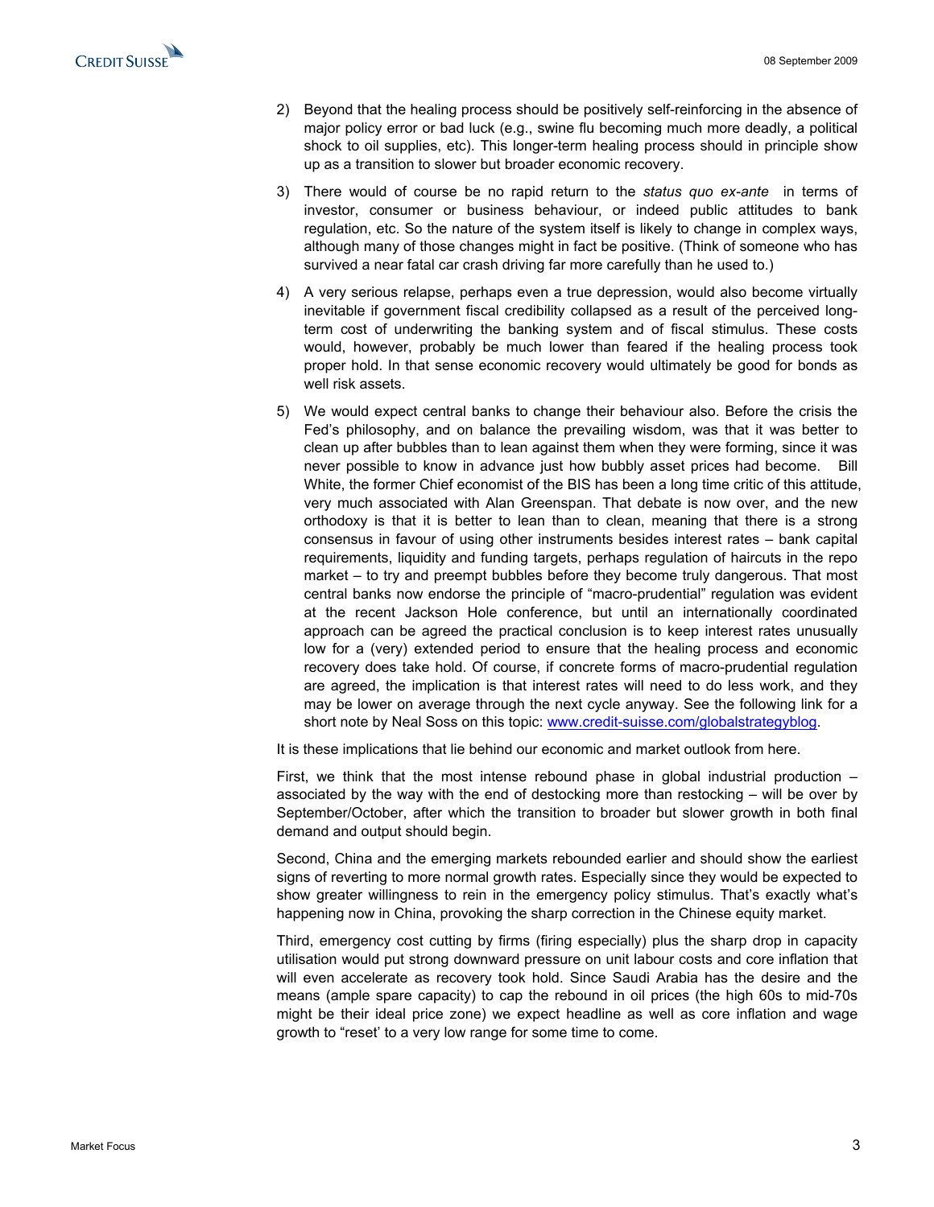2) Beyond that the healing process should be positively self-reinforcing in the absence of major policy error or bad luck (e.g., swine flu becoming much more deadly, a political shock to oil supplies, etc). This longer-term healing process should in principle show up as a transition to slower but broader economic recovery.

3) There would of course be no rapid return to the *status quo ex-ante* in terms of investor, consumer or business behaviour, or indeed public attitudes to bank regulation, etc. So the nature of the system itself is likely to change in complex ways, although many of those changes might in fact be positive. (Think of someone who has survived a near fatal car crash driving far more carefully than he used to.)

4) A very serious relapse, perhaps even a true depression, would also become virtually inevitable if government fiscal credibility collapsed as a result of the perceived long-term cost of underwriting the banking system and of fiscal stimulus. These costs would, however, probably be much lower than feared if the healing process took proper hold. In that sense economic recovery would ultimately be good for bonds as well risk assets.

5) We would expect central banks to change their behaviour also. Before the crisis the Fed's philosophy, and on balance the prevailing wisdom, was that it was better to clean up after bubbles than to lean against them when they were forming, since it was never possible to know in advance just how bubbly asset prices had become. Bill White, the former Chief economist of the BIS has been a long time critic of this attitude, very much associated with Alan Greenspan. That debate is now over, and the new orthodoxy is that it is better to lean than to clean, meaning that there is a strong consensus in favour of using other instruments besides interest rates – bank capital requirements, liquidity and funding targets, perhaps regulation of haircuts in the repo market – to try and preempt bubbles before they become truly dangerous. That most central banks now endorse the principle of "macro-prudential" regulation was evident at the recent Jackson Hole conference, but until an internationally coordinated approach can be agreed the practical conclusion is to keep interest rates unusually low for a (very) extended period to ensure that the healing process and economic recovery does take hold. Of course, if concrete forms of macro-prudential regulation are agreed, the implication is that interest rates will need to do less work, and they may be lower on average through the next cycle anyway. See the following link for a short note by Neal Soss on this topic: [www.credit-suisse.com/globalstrategyblog](www.credit-suisse.com/globalstrategyblog).

It is these implications that lie behind our economic and market outlook from here.

First, we think that the most intense rebound phase in global industrial production – associated by the way with the end of destocking more than restocking – will be over by September/October, after which the transition to broader but slower growth in both final demand and output should begin.

Second, China and the emerging markets rebounded earlier and should show the earliest signs of reverting to more normal growth rates. Especially since they would be expected to show greater willingness to rein in the emergency policy stimulus. That's exactly what's happening now in China, provoking the sharp correction in the Chinese equity market.

Third, emergency cost cutting by firms (firing especially) plus the sharp drop in capacity utilisation would put strong downward pressure on unit labour costs and core inflation that will even accelerate as recovery took hold. Since Saudi Arabia has the desire and the means (ample spare capacity) to cap the rebound in oil prices (the high 60s to mid-70s might be their ideal price zone) we expect headline as well as core inflation and wage growth to "reset' to a very low range for some time to come.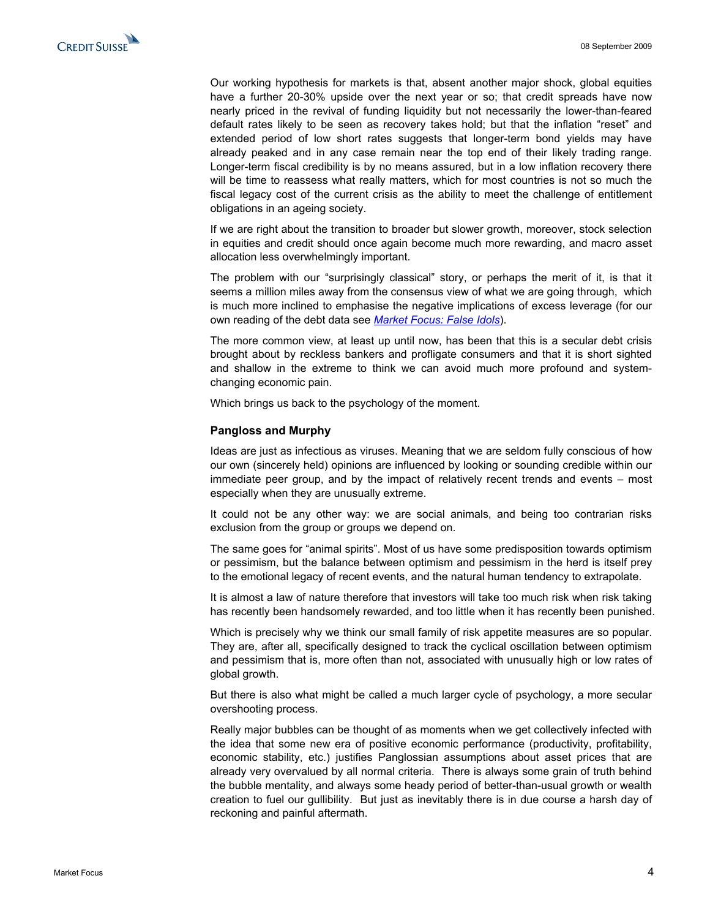Our working hypothesis for markets is that, absent another major shock, global equities have a further 20-30% upside over the next year or so; that credit spreads have now nearly priced in the revival of funding liquidity but not necessarily the lower-than-feared default rates likely to be seen as recovery takes hold; but that the inflation "reset" and extended period of low short rates suggests that longer-term bond yields may have already peaked and in any case remain near the top end of their likely trading range. Longer-term fiscal credibility is by no means assured, but in a low inflation recovery there will be time to reassess what really matters, which for most countries is not so much the fiscal legacy cost of the current crisis as the ability to meet the challenge of entitlement obligations in an ageing society.

If we are right about the transition to broader but slower growth, moreover, stock selection in equities and credit should once again become much more rewarding, and macro asset allocation less overwhelmingly important.

The problem with our "surprisingly classical" story, or perhaps the merit of it, is that it seems a million miles away from the consensus view of what we are going through, which is much more inclined to emphasise the negative implications of excess leverage (for our own reading of the debt data see *Market Focus: False Idols*).

The more common view, at least up until now, has been that this is a secular debt crisis brought about by reckless bankers and profligate consumers and that it is short sighted and shallow in the extreme to think we can avoid much more profound and system-changing economic pain.

Which brings us back to the psychology of the moment.

### Pangloss and Murphy

Ideas are just as infectious as viruses. Meaning that we are seldom fully conscious of how our own (sincerely held) opinions are influenced by looking or sounding credible within our immediate peer group, and by the impact of relatively recent trends and events – most especially when they are unusually extreme.

It could not be any other way: we are social animals, and being too contrarian risks exclusion from the group or groups we depend on.

The same goes for "animal spirits". Most of us have some predisposition towards optimism or pessimism, but the balance between optimism and pessimism in the herd is itself prey to the emotional legacy of recent events, and the natural human tendency to extrapolate.

It is almost a law of nature therefore that investors will take too much risk when risk taking has recently been handsomely rewarded, and too little when it has recently been punished.

Which is precisely why we think our small family of risk appetite measures are so popular. They are, after all, specifically designed to track the cyclical oscillation between optimism and pessimism that is, more often than not, associated with unusually high or low rates of global growth.

But there is also what might be called a much larger cycle of psychology, a more secular overshooting process.

Really major bubbles can be thought of as moments when we get collectively infected with the idea that some new era of positive economic performance (productivity, profitability, economic stability, etc.) justifies Panglossian assumptions about asset prices that are already very overvalued by all normal criteria. There is always some grain of truth behind the bubble mentality, and always some heady period of better-than-usual growth or wealth creation to fuel our gullibility. But just as inevitably there is in due course a harsh day of reckoning and painful aftermath.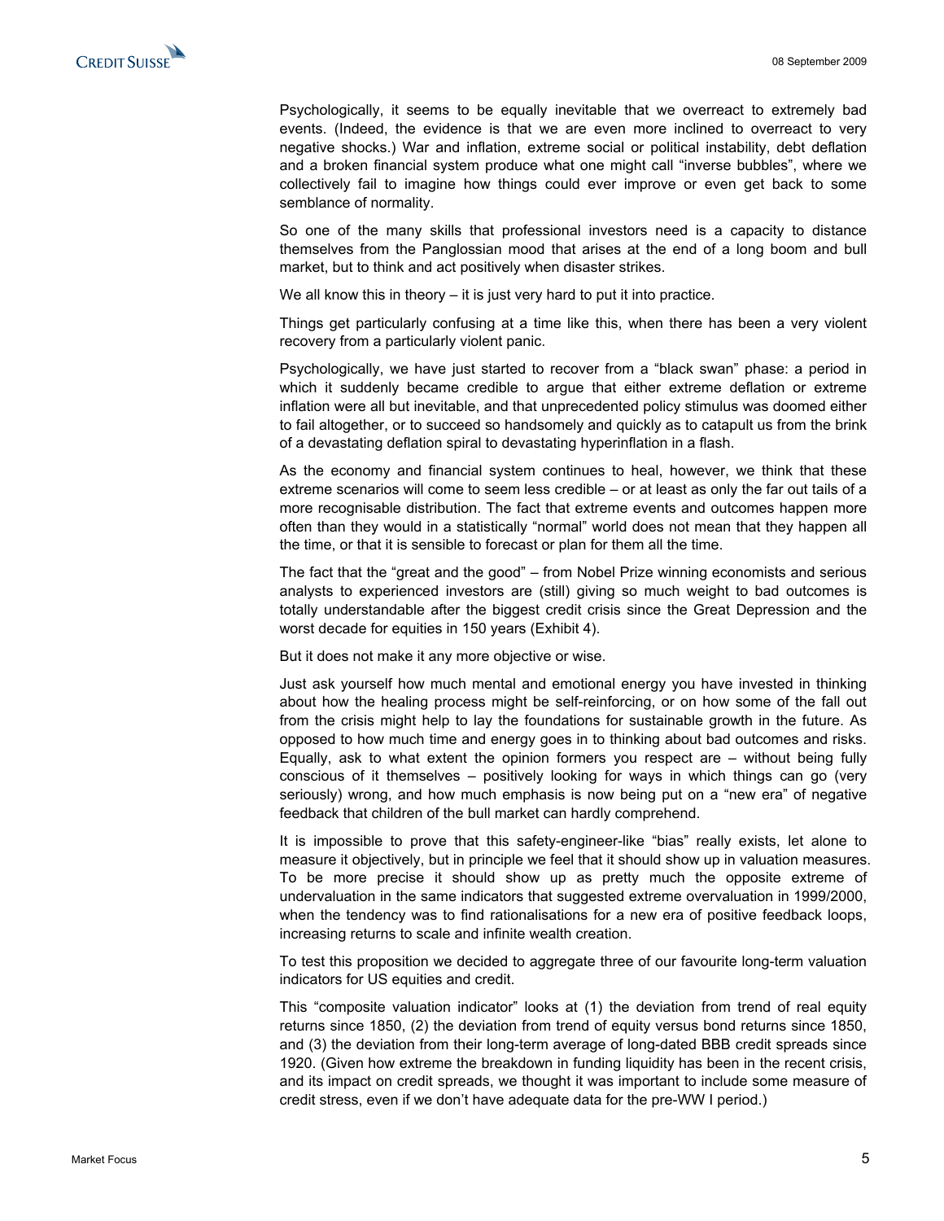Psychologically, it seems to be equally inevitable that we overreact to extremely bad events. (Indeed, the evidence is that we are even more inclined to overreact to very negative shocks.) War and inflation, extreme social or political instability, debt deflation and a broken financial system produce what one might call "inverse bubbles", where we collectively fail to imagine how things could ever improve or even get back to some semblance of normality.

So one of the many skills that professional investors need is a capacity to distance themselves from the Panglossian mood that arises at the end of a long boom and bull market, but to think and act positively when disaster strikes.

We all know this in theory – it is just very hard to put it into practice.

Things get particularly confusing at a time like this, when there has been a very violent recovery from a particularly violent panic.

Psychologically, we have just started to recover from a "black swan" phase: a period in which it suddenly became credible to argue that either extreme deflation or extreme inflation were all but inevitable, and that unprecedented policy stimulus was doomed either to fail altogether, or to succeed so handsomely and quickly as to catapult us from the brink of a devastating deflation spiral to devastating hyperinflation in a flash.

As the economy and financial system continues to heal, however, we think that these extreme scenarios will come to seem less credible – or at least as only the far out tails of a more recognisable distribution. The fact that extreme events and outcomes happen more often than they would in a statistically "normal" world does not mean that they happen all the time, or that it is sensible to forecast or plan for them all the time.

The fact that the "great and the good" – from Nobel Prize winning economists and serious analysts to experienced investors are (still) giving so much weight to bad outcomes is totally understandable after the biggest credit crisis since the Great Depression and the worst decade for equities in 150 years (Exhibit 4).

But it does not make it any more objective or wise.

Just ask yourself how much mental and emotional energy you have invested in thinking about how the healing process might be self-reinforcing, or on how some of the fall out from the crisis might help to lay the foundations for sustainable growth in the future. As opposed to how much time and energy goes in to thinking about bad outcomes and risks. Equally, ask to what extent the opinion formers you respect are – without being fully conscious of it themselves – positively looking for ways in which things can go (very seriously) wrong, and how much emphasis is now being put on a "new era" of negative feedback that children of the bull market can hardly comprehend.

It is impossible to prove that this safety-engineer-like "bias" really exists, let alone to measure it objectively, but in principle we feel that it should show up in valuation measures. To be more precise it should show up as pretty much the opposite extreme of undervaluation in the same indicators that suggested extreme overvaluation in 1999/2000, when the tendency was to find rationalisations for a new era of positive feedback loops, increasing returns to scale and infinite wealth creation.

To test this proposition we decided to aggregate three of our favourite long-term valuation indicators for US equities and credit.

This "composite valuation indicator" looks at (1) the deviation from trend of real equity returns since 1850, (2) the deviation from trend of equity versus bond returns since 1850, and (3) the deviation from their long-term average of long-dated BBB credit spreads since 1920. (Given how extreme the breakdown in funding liquidity has been in the recent crisis, and its impact on credit spreads, we thought it was important to include some measure of credit stress, even if we don't have adequate data for the pre-WW I period.)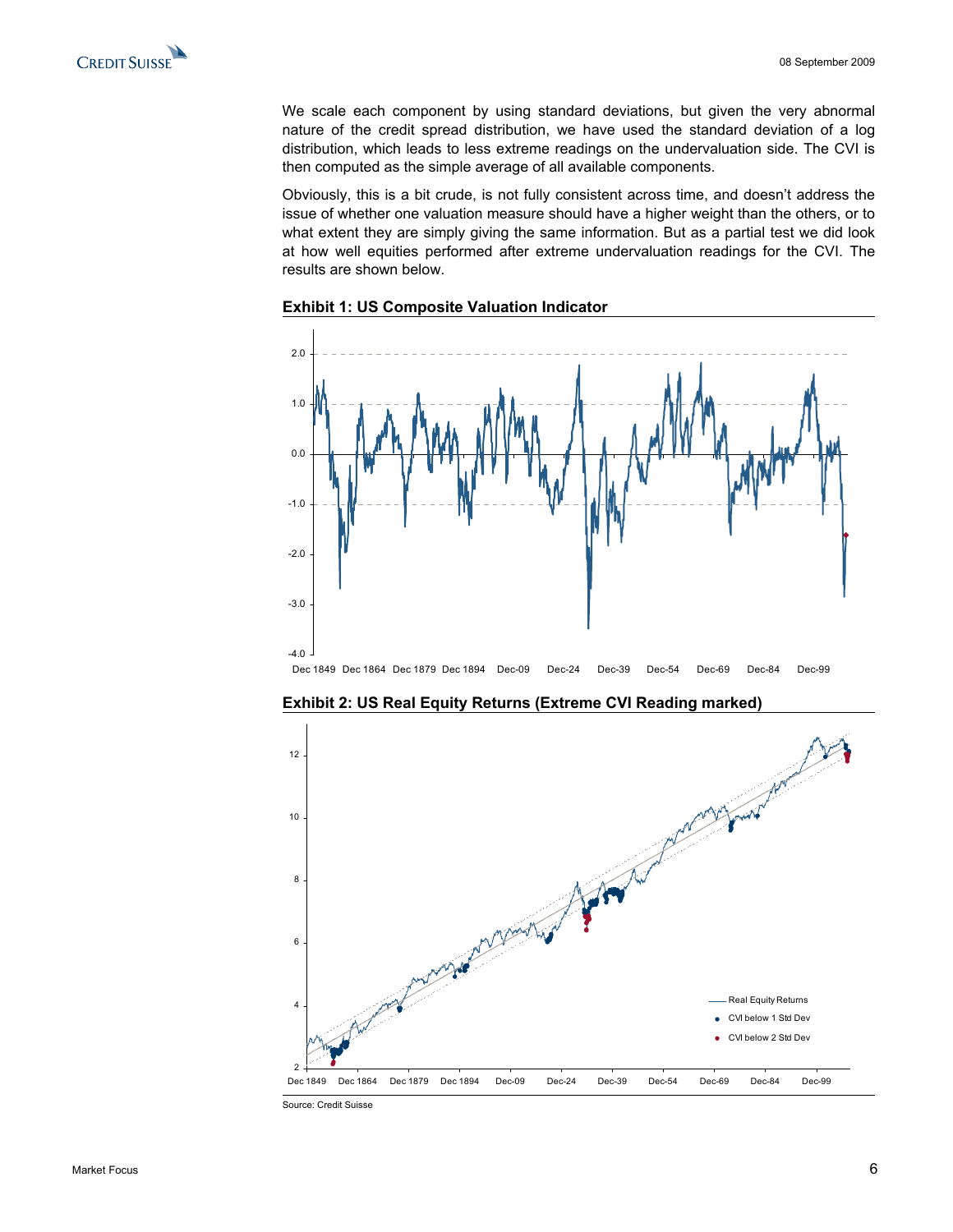We scale each component by using standard deviations, but given the very abnormal nature of the credit spread distribution, we have used the standard deviation of a log distribution, which leads to less extreme readings on the undervaluation side. The CVI is then computed as the simple average of all available components.

Obviously, this is a bit crude, is not fully consistent across time, and doesn't address the issue of whether one valuation measure should have a higher weight than the others, or to what extent they are simply giving the same information. But as a partial test we did look at how well equities performed after extreme undervaluation readings for the CVI. The results are shown below.

**Exhibit 1: US Composite Valuation Indicator**

**Exhibit 2: US Real Equity Returns (Extreme CVI Reading marked)**

Source: Credit Suisse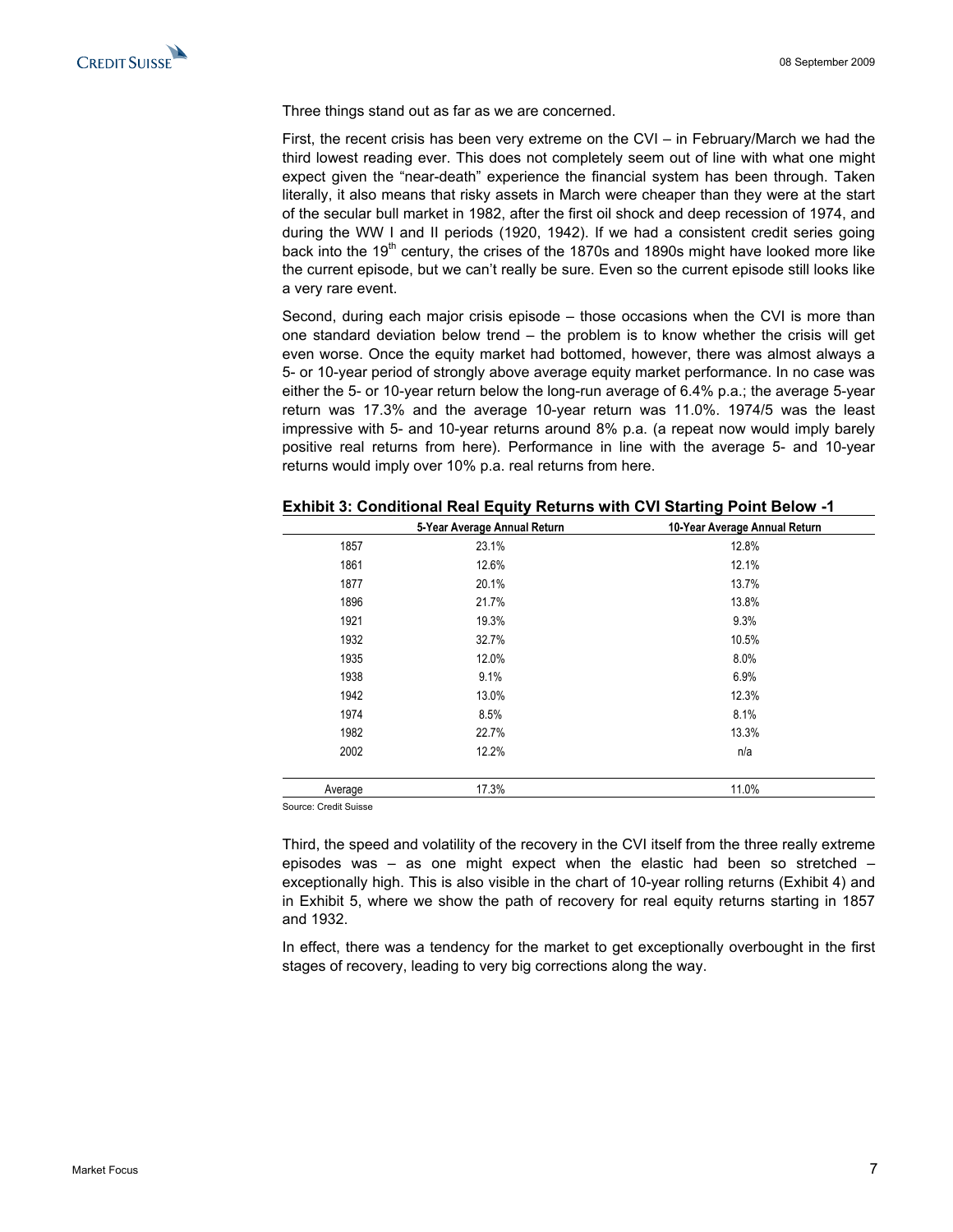Three things stand out as far as we are concerned.

First, the recent crisis has been very extreme on the CVI – in February/March we had the third lowest reading ever. This does not completely seem out of line with what one might expect given the "near-death" experience the financial system has been through. Taken literally, it also means that risky assets in March were cheaper than they were at the start of the secular bull market in 1982, after the first oil shock and deep recession of 1974, and during the WW I and II periods (1920, 1942). If we had a consistent credit series going back into the 19th century, the crises of the 1870s and 1890s might have looked more like the current episode, but we can't really be sure. Even so the current episode still looks like a very rare event.

Second, during each major crisis episode – those occasions when the CVI is more than one standard deviation below trend – the problem is to know whether the crisis will get even worse. Once the equity market had bottomed, however, there was almost always a 5- or 10-year period of strongly above average equity market performance. In no case was either the 5- or 10-year return below the long-run average of 6.4% p.a.; the average 5-year return was 17.3% and the average 10-year return was 11.0%. 1974/5 was the least impressive with 5- and 10-year returns around 8% p.a. (a repeat now would imply barely positive real returns from here). Performance in line with the average 5- and 10-year returns would imply over 10% p.a. real returns from here.

**Exhibit 3: Conditional Real Equity Returns with CVI Starting Point Below -1**

| | 5-Year Average Annual Return | 10-Year Average Annual Return |
|---|---|---|
| 1857 | 23.1% | 12.8% |
| 1861 | 12.6% | 12.1% |
| 1877 | 20.1% | 13.7% |
| 1896 | 21.7% | 13.8% |
| 1921 | 19.3% | 9.3% |
| 1932 | 32.7% | 10.5% |
| 1935 | 12.0% | 8.0% |
| 1938 | 9.1% | 6.9% |
| 1942 | 13.0% | 12.3% |
| 1974 | 8.5% | 8.1% |
| 1982 | 22.7% | 13.3% |
| 2002 | 12.2% | n/a |
| Average | 17.3% | 11.0% |

Source: Credit Suisse

Third, the speed and volatility of the recovery in the CVI itself from the three really extreme episodes was – as one might expect when the elastic had been so stretched – exceptionally high. This is also visible in the chart of 10-year rolling returns (Exhibit 4) and in Exhibit 5, where we show the path of recovery for real equity returns starting in 1857 and 1932.

In effect, there was a tendency for the market to get exceptionally overbought in the first stages of recovery, leading to very big corrections along the way.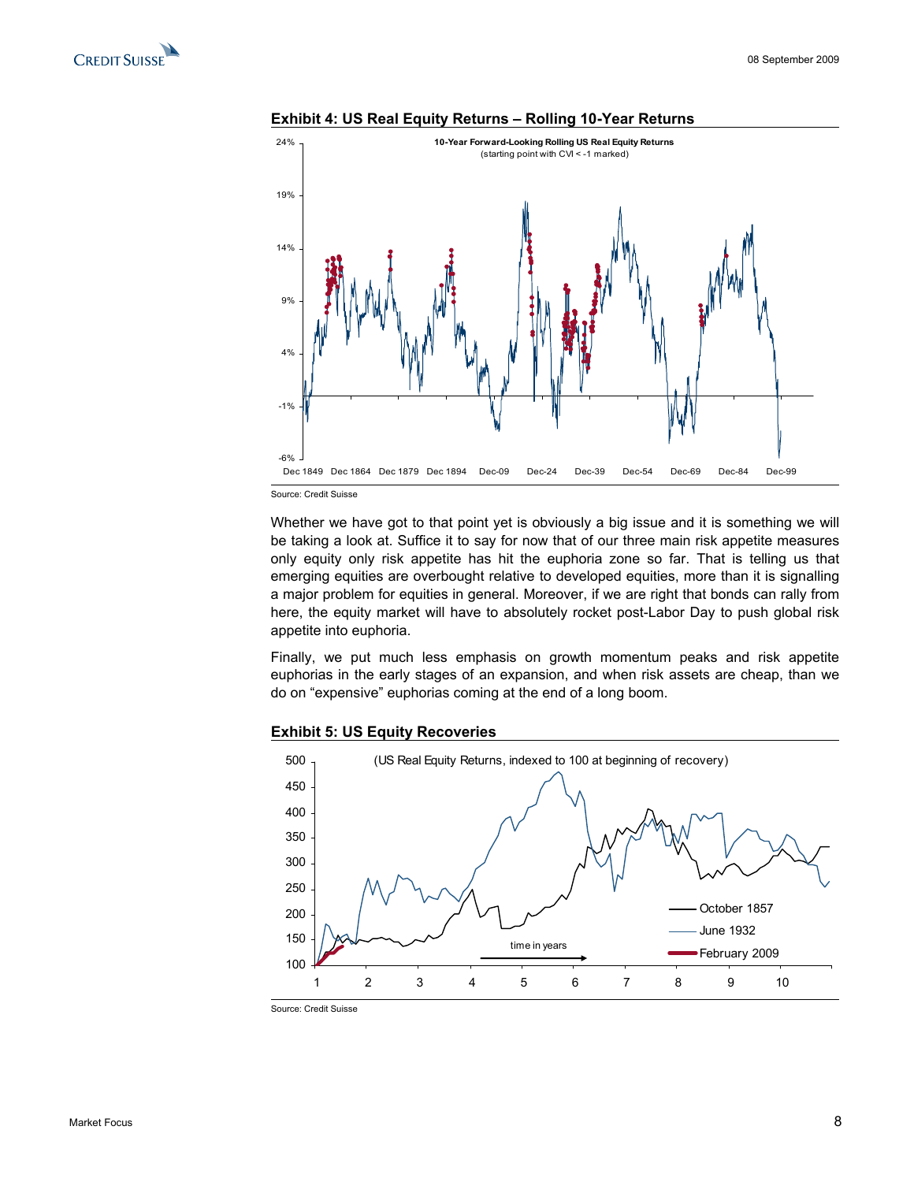**Exhibit 4: US Real Equity Returns – Rolling 10-Year Returns**

Source: Credit Suisse

Whether we have got to that point yet is obviously a big issue and it is something we will be taking a look at. Suffice it to say for now that of our three main risk appetite measures only equity only risk appetite has hit the euphoria zone so far. That is telling us that emerging equities are overbought relative to developed equities, more than it is signalling a major problem for equities in general. Moreover, if we are right that bonds can rally from here, the equity market will have to absolutely rocket post-Labor Day to push global risk appetite into euphoria.

Finally, we put much less emphasis on growth momentum peaks and risk appetite euphorias in the early stages of an expansion, and when risk assets are cheap, than we do on "expensive" euphorias coming at the end of a long boom.

**Exhibit 5: US Equity Recoveries**

Source: Credit Suisse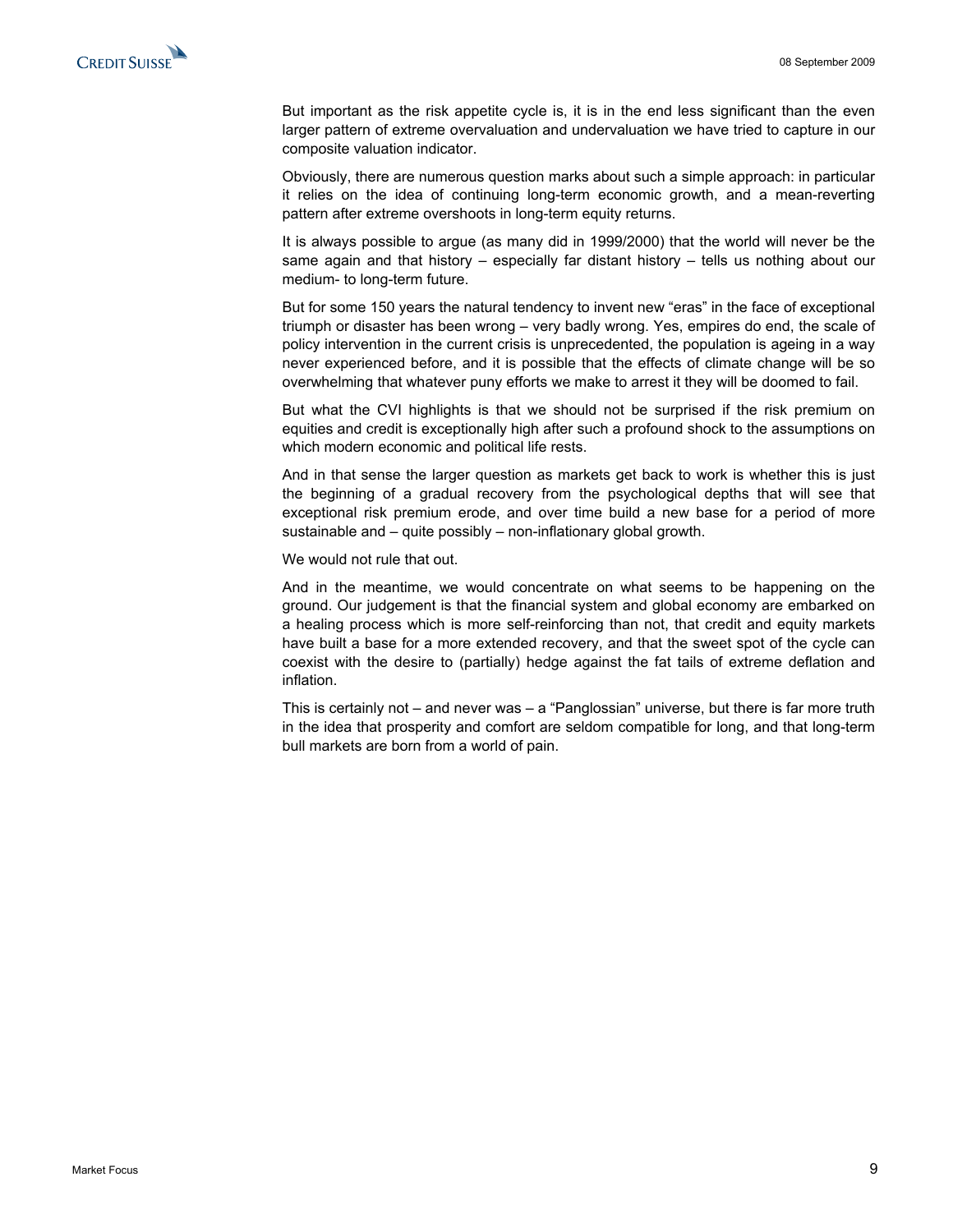But important as the risk appetite cycle is, it is in the end less significant than the even larger pattern of extreme overvaluation and undervaluation we have tried to capture in our composite valuation indicator.

Obviously, there are numerous question marks about such a simple approach: in particular it relies on the idea of continuing long-term economic growth, and a mean-reverting pattern after extreme overshoots in long-term equity returns.

It is always possible to argue (as many did in 1999/2000) that the world will never be the same again and that history – especially far distant history – tells us nothing about our medium- to long-term future.

But for some 150 years the natural tendency to invent new "eras" in the face of exceptional triumph or disaster has been wrong – very badly wrong. Yes, empires do end, the scale of policy intervention in the current crisis is unprecedented, the population is ageing in a way never experienced before, and it is possible that the effects of climate change will be so overwhelming that whatever puny efforts we make to arrest it they will be doomed to fail.

But what the CVI highlights is that we should not be surprised if the risk premium on equities and credit is exceptionally high after such a profound shock to the assumptions on which modern economic and political life rests.

And in that sense the larger question as markets get back to work is whether this is just the beginning of a gradual recovery from the psychological depths that will see that exceptional risk premium erode, and over time build a new base for a period of more sustainable and – quite possibly – non-inflationary global growth.

We would not rule that out.

And in the meantime, we would concentrate on what seems to be happening on the ground. Our judgement is that the financial system and global economy are embarked on a healing process which is more self-reinforcing than not, that credit and equity markets have built a base for a more extended recovery, and that the sweet spot of the cycle can coexist with the desire to (partially) hedge against the fat tails of extreme deflation and inflation.

This is certainly not – and never was – a "Panglossian" universe, but there is far more truth in the idea that prosperity and comfort are seldom compatible for long, and that long-term bull markets are born from a world of pain.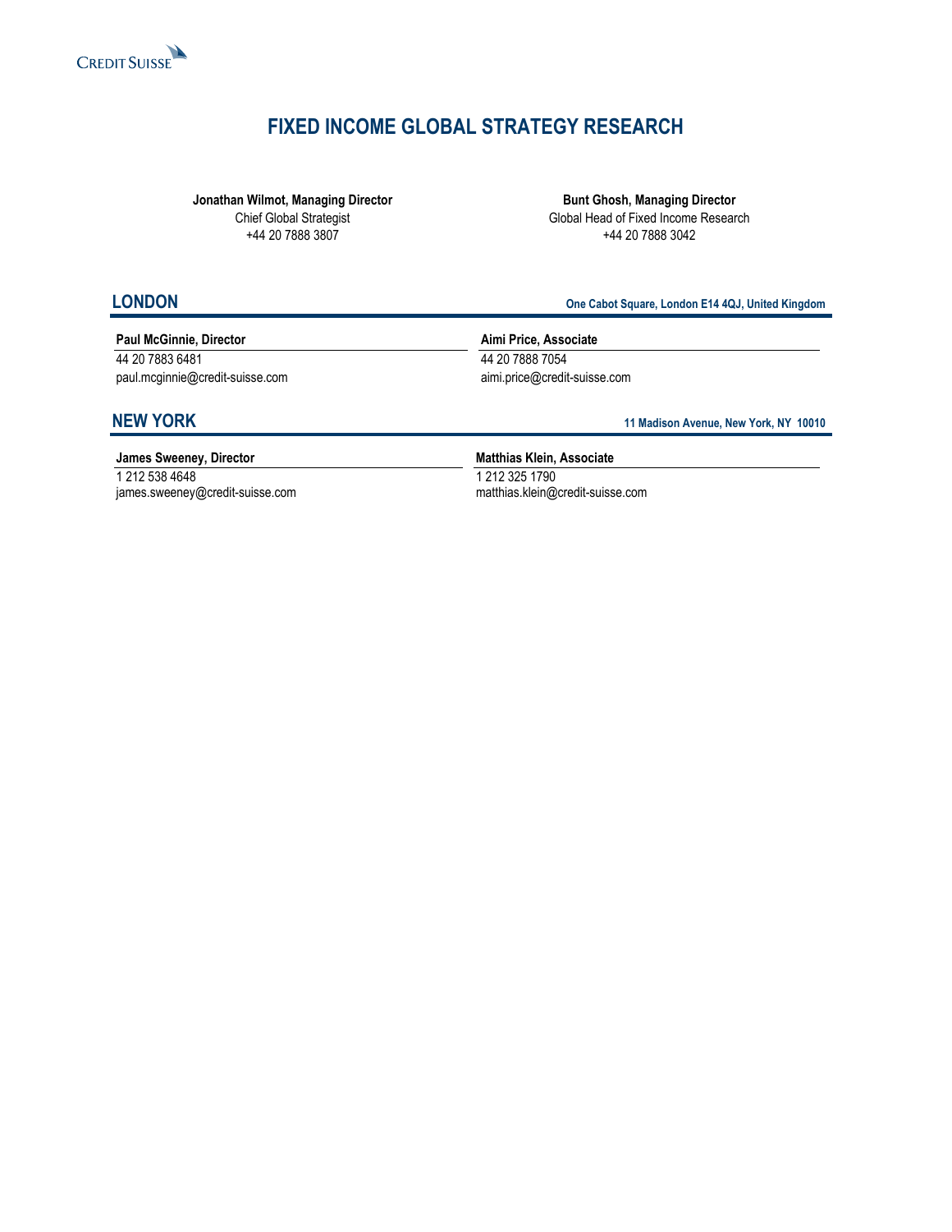# FIXED INCOME GLOBAL STRATEGY RESEARCH

**Jonathan Wilmot, Managing Director**
Chief Global Strategist
+44 20 7888 3807

**Bunt Ghosh, Managing Director**
Global Head of Fixed Income Research
+44 20 7888 3042

## LONDON

**One Cabot Square, London E14 4QJ, United Kingdom**

**Paul McGinnie, Director**
44 20 7883 6481
paul.mcginnie@credit-suisse.com

**Aimi Price, Associate**
44 20 7888 7054
aimi.price@credit-suisse.com

## NEW YORK

**11 Madison Avenue, New York, NY 10010**

**James Sweeney, Director**
1 212 538 4648
james.sweeney@credit-suisse.com

**Matthias Klein, Associate**
1 212 325 1790
matthias.klein@credit-suisse.com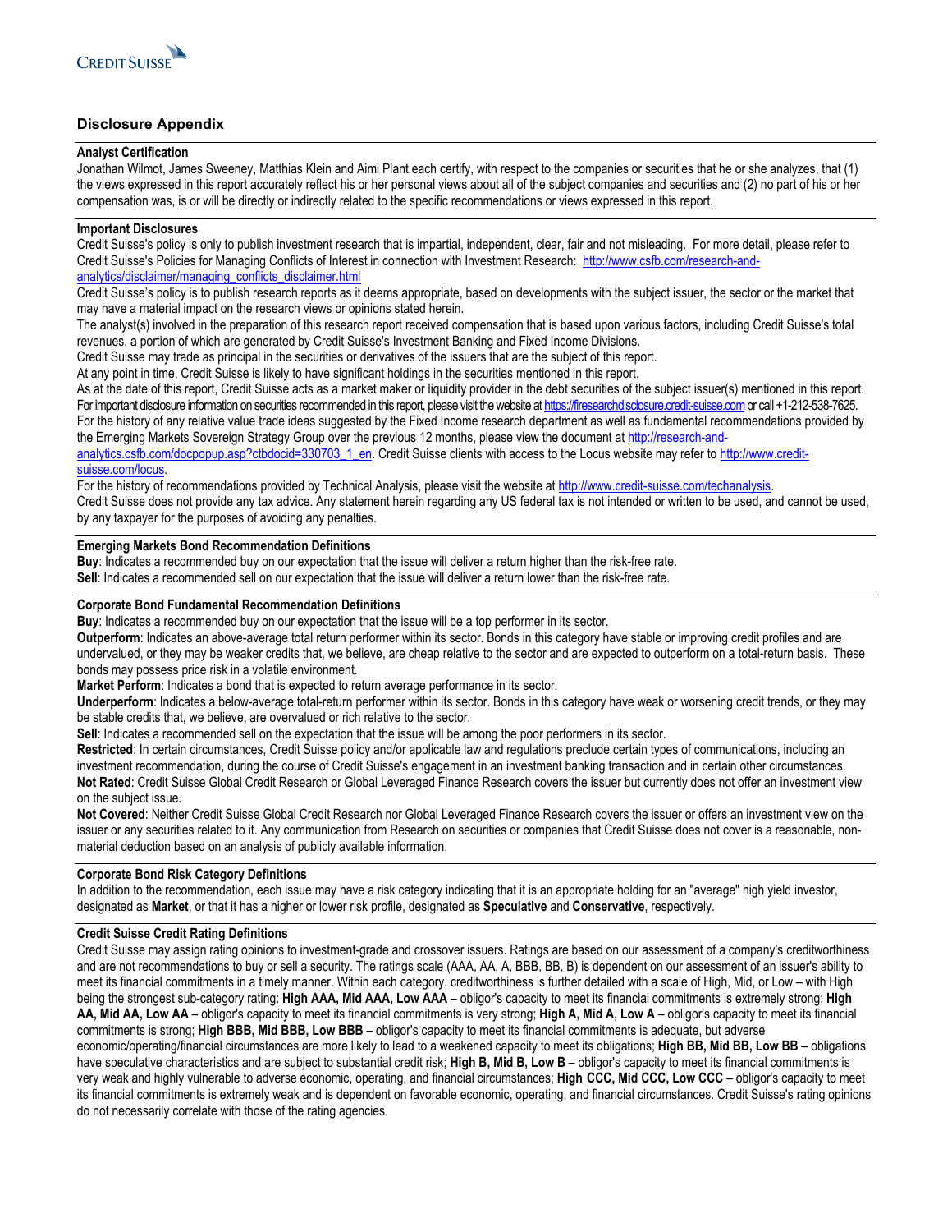## Disclosure Appendix

### Analyst Certification

Jonathan Wilmot, James Sweeney, Matthias Klein and Aimi Plant each certify, with respect to the companies or securities that he or she analyzes, that (1) the views expressed in this report accurately reflect his or her personal views about all of the subject companies and securities and (2) no part of his or her compensation was, is or will be directly or indirectly related to the specific recommendations or views expressed in this report.

### Important Disclosures

Credit Suisse's policy is only to publish investment research that is impartial, independent, clear, fair and not misleading. For more detail, please refer to Credit Suisse's Policies for Managing Conflicts of Interest in connection with Investment Research: http://www.csfb.com/research-and-analytics/disclaimer/managing_conflicts_disclaimer.html

Credit Suisse's policy is to publish research reports as it deems appropriate, based on developments with the subject issuer, the sector or the market that may have a material impact on the research views or opinions stated herein.

The analyst(s) involved in the preparation of this research report received compensation that is based upon various factors, including Credit Suisse's total revenues, a portion of which are generated by Credit Suisse's Investment Banking and Fixed Income Divisions.

Credit Suisse may trade as principal in the securities or derivatives of the issuers that are the subject of this report.

At any point in time, Credit Suisse is likely to have significant holdings in the securities mentioned in this report.

As at the date of this report, Credit Suisse acts as a market maker or liquidity provider in the debt securities of the subject issuer(s) mentioned in this report.

For important disclosure information on securities recommended in this report, please visit the website at https://firesearchdisclosure.credit-suisse.com or call +1-212-538-7625.

For the history of any relative value trade ideas suggested by the Fixed Income research department as well as fundamental recommendations provided by the Emerging Markets Sovereign Strategy Group over the previous 12 months, please view the document at http://research-and-analytics.csfb.com/docpopup.asp?ctbdocid=330703_1_en. Credit Suisse clients with access to the Locus website may refer to http://www.credit-suisse.com/locus.

For the history of recommendations provided by Technical Analysis, please visit the website at http://www.credit-suisse.com/techanalysis.

Credit Suisse does not provide any tax advice. Any statement herein regarding any US federal tax is not intended or written to be used, and cannot be used, by any taxpayer for the purposes of avoiding any penalties.

### Emerging Markets Bond Recommendation Definitions

**Buy**: Indicates a recommended buy on our expectation that the issue will deliver a return higher than the risk-free rate.

**Sell**: Indicates a recommended sell on our expectation that the issue will deliver a return lower than the risk-free rate.

### Corporate Bond Fundamental Recommendation Definitions

**Buy**: Indicates a recommended buy on our expectation that the issue will be a top performer in its sector.

**Outperform**: Indicates an above-average total return performer within its sector. Bonds in this category have stable or improving credit profiles and are undervalued, or they may be weaker credits that, we believe, are cheap relative to the sector and are expected to outperform on a total-return basis. These bonds may possess price risk in a volatile environment.

**Market Perform**: Indicates a bond that is expected to return average performance in its sector.

**Underperform**: Indicates a below-average total-return performer within its sector. Bonds in this category have weak or worsening credit trends, or they may be stable credits that, we believe, are overvalued or rich relative to the sector.

**Sell**: Indicates a recommended sell on the expectation that the issue will be among the poor performers in its sector.

**Restricted**: In certain circumstances, Credit Suisse policy and/or applicable law and regulations preclude certain types of communications, including an investment recommendation, during the course of Credit Suisse's engagement in an investment banking transaction and in certain other circumstances.

**Not Rated**: Credit Suisse Global Credit Research or Global Leveraged Finance Research covers the issuer but currently does not offer an investment view on the subject issue.

**Not Covered**: Neither Credit Suisse Global Credit Research nor Global Leveraged Finance Research covers the issuer or offers an investment view on the issuer or any securities related to it. Any communication from Research on securities or companies that Credit Suisse does not cover is a reasonable, non-material deduction based on an analysis of publicly available information.

### Corporate Bond Risk Category Definitions

In addition to the recommendation, each issue may have a risk category indicating that it is an appropriate holding for an "average" high yield investor, designated as **Market**, or that it has a higher or lower risk profile, designated as **Speculative** and **Conservative**, respectively.

### Credit Suisse Credit Rating Definitions

Credit Suisse may assign rating opinions to investment-grade and crossover issuers. Ratings are based on our assessment of a company's creditworthiness and are not recommendations to buy or sell a security. The ratings scale (AAA, AA, A, BBB, BB, B) is dependent on our assessment of an issuer's ability to meet its financial commitments in a timely manner. Within each category, creditworthiness is further detailed with a scale of High, Mid, or Low – with High being the strongest sub-category rating: **High AAA, Mid AAA, Low AAA** – obligor's capacity to meet its financial commitments is extremely strong; **High AA, Mid AA, Low AA** – obligor's capacity to meet its financial commitments is very strong; **High A, Mid A, Low A** – obligor's capacity to meet its financial commitments is strong; **High BBB, Mid BBB, Low BBB** – obligor's capacity to meet its financial commitments is adequate, but adverse economic/operating/financial circumstances are more likely to lead to a weakened capacity to meet its obligations; **High BB, Mid BB, Low BB** – obligations have speculative characteristics and are subject to substantial credit risk; **High B, Mid B, Low B** – obligor's capacity to meet its financial commitments is very weak and highly vulnerable to adverse economic, operating, and financial circumstances; **High CCC, Mid CCC, Low CCC** – obligor's capacity to meet its financial commitments is extremely weak and is dependent on favorable economic, operating, and financial circumstances. Credit Suisse's rating opinions do not necessarily correlate with those of the rating agencies.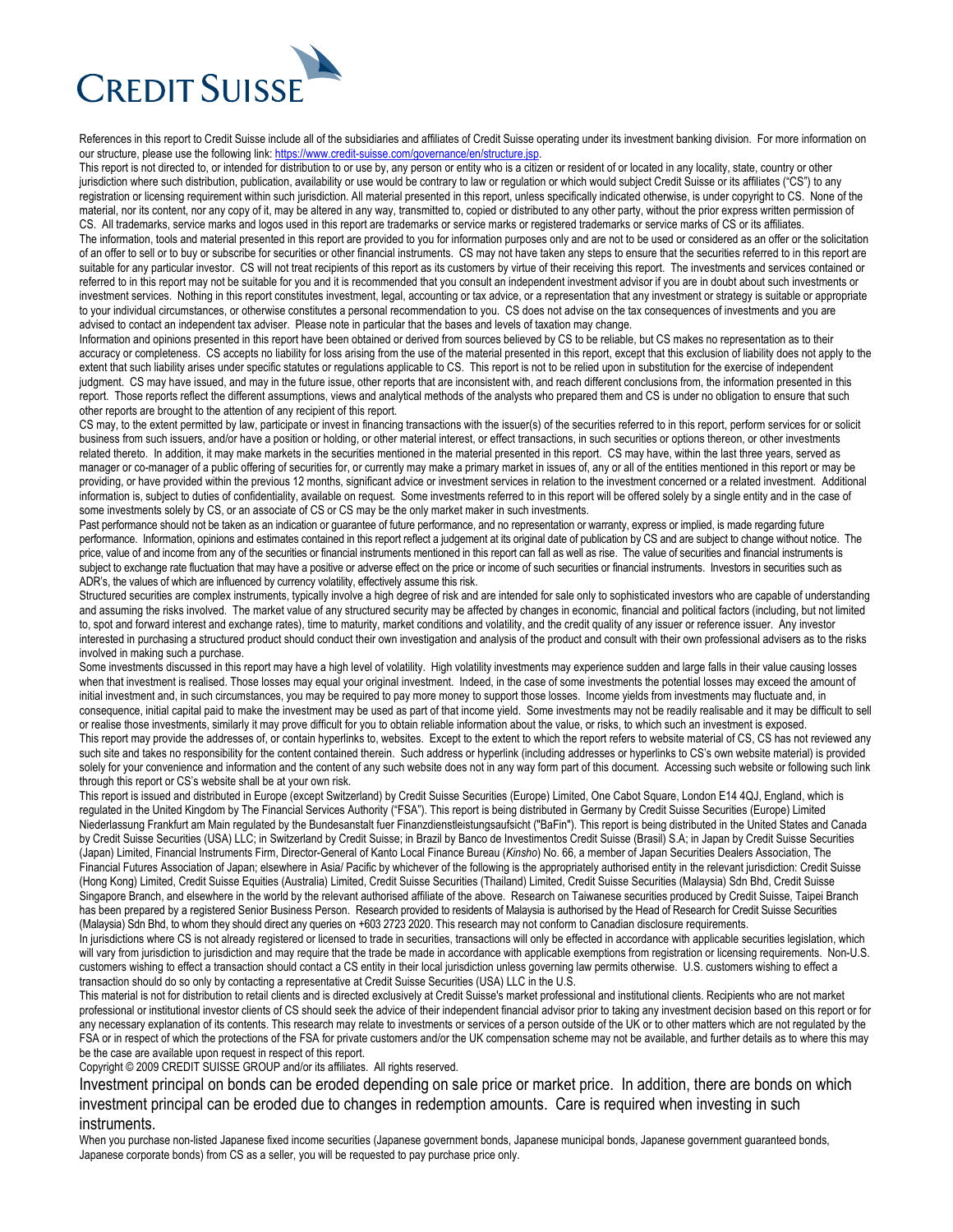# CREDIT SUISSE

References in this report to Credit Suisse include all of the subsidiaries and affiliates of Credit Suisse operating under its investment banking division. For more information on our structure, please use the following link: https://www.credit-suisse.com/governance/en/structure.jsp.

This report is not directed to, or intended for distribution to or use by, any person or entity who is a citizen or resident of or located in any locality, state, country or other jurisdiction where such distribution, publication, availability or use would be contrary to law or regulation or which would subject Credit Suisse or its affiliates ("CS") to any registration or licensing requirement within such jurisdiction. All material presented in this report, unless specifically indicated otherwise, is under copyright to CS. None of the material, nor its content, nor any copy of it, may be altered in any way, transmitted to, copied or distributed to any other party, without the prior express written permission of CS. All trademarks, service marks and logos used in this report are trademarks or service marks or registered trademarks or service marks of CS or its affiliates.

The information, tools and material presented in this report are provided to you for information purposes only and are not to be used or considered as an offer or the solicitation of an offer to sell or to buy or subscribe for securities or other financial instruments. CS may not have taken any steps to ensure that the securities referred to in this report are suitable for any particular investor. CS will not treat recipients of this report as its customers by virtue of their receiving this report. The investments and services contained or referred to in this report may not be suitable for you and it is recommended that you consult an independent investment advisor if you are in doubt about such investments or investment services. Nothing in this report constitutes investment, legal, accounting or tax advice, or a representation that any investment or strategy is suitable or appropriate to your individual circumstances, or otherwise constitutes a personal recommendation to you. CS does not advise on the tax consequences of investments and you are advised to contact an independent tax adviser. Please note in particular that the bases and levels of taxation may change.

Information and opinions presented in this report have been obtained or derived from sources believed by CS to be reliable, but CS makes no representation as to their accuracy or completeness. CS accepts no liability for loss arising from the use of the material presented in this report, except that this exclusion of liability does not apply to the extent that such liability arises under specific statutes or regulations applicable to CS. This report is not to be relied upon in substitution for the exercise of independent judgment. CS may have issued, and may in the future issue, other reports that are inconsistent with, and reach different conclusions from, the information presented in this report. Those reports reflect the different assumptions, views and analytical methods of the analysts who prepared them and CS is under no obligation to ensure that such other reports are brought to the attention of any recipient of this report.

CS may, to the extent permitted by law, participate or invest in financing transactions with the issuer(s) of the securities referred to in this report, perform services for or solicit business from such issuers, and/or have a position or holding, or other material interest, or effect transactions, in such securities or options thereon, or other investments related thereto. In addition, it may make markets in the securities mentioned in the material presented in this report. CS may have, within the last three years, served as manager or co-manager of a public offering of securities for, or currently may make a primary market in issues of, any or all of the entities mentioned in this report or may be providing, or have provided within the previous 12 months, significant advice or investment services in relation to the investment concerned or a related investment. Additional information is, subject to duties of confidentiality, available on request. Some investments referred to in this report will be offered solely by a single entity and in the case of some investments solely by CS, or an associate of CS or CS may be the only market maker in such investments.

Past performance should not be taken as an indication or guarantee of future performance, and no representation or warranty, express or implied, is made regarding future performance. Information, opinions and estimates contained in this report reflect a judgement at its original date of publication by CS and are subject to change without notice. The price, value of and income from any of the securities or financial instruments mentioned in this report can fall as well as rise. The value of securities and financial instruments is subject to exchange rate fluctuation that may have a positive or adverse effect on the price or income of such securities or financial instruments. Investors in securities such as ADR's, the values of which are influenced by currency volatility, effectively assume this risk.

Structured securities are complex instruments, typically involve a high degree of risk and are intended for sale only to sophisticated investors who are capable of understanding and assuming the risks involved. The market value of any structured security may be affected by changes in economic, financial and political factors (including, but not limited to, spot and forward interest and exchange rates), time to maturity, market conditions and volatility, and the credit quality of any issuer or reference issuer. Any investor interested in purchasing a structured product should conduct their own investigation and analysis of the product and consult with their own professional advisers as to the risks involved in making such a purchase.

Some investments discussed in this report may have a high level of volatility. High volatility investments may experience sudden and large falls in their value causing losses when that investment is realised. Those losses may equal your original investment. Indeed, in the case of some investments the potential losses may exceed the amount of initial investment and, in such circumstances, you may be required to pay more money to support those losses. Income yields from investments may fluctuate and, in consequence, initial capital paid to make the investment may be used as part of that income yield. Some investments may not be readily realisable and it may be difficult to sell or realise those investments, similarly it may prove difficult for you to obtain reliable information about the value, or risks, to which such an investment is exposed.

This report may provide the addresses of, or contain hyperlinks to, websites. Except to the extent to which the report refers to website material of CS, CS has not reviewed any such site and takes no responsibility for the content contained therein. Such address or hyperlink (including addresses or hyperlinks to CS's own website material) is provided solely for your convenience and information and the content of any such website does not in any way form part of this document. Accessing such website or following such link through this report or CS's website shall be at your own risk.

This report is issued and distributed in Europe (except Switzerland) by Credit Suisse Securities (Europe) Limited, One Cabot Square, London E14 4QJ, England, which is regulated in the United Kingdom by The Financial Services Authority ("FSA"). This report is being distributed in Germany by Credit Suisse Securities (Europe) Limited Niederlassung Frankfurt am Main regulated by the Bundesanstalt fuer Finanzdienstleistungsaufsicht ("BaFin"). This report is being distributed in the United States and Canada by Credit Suisse Securities (USA) LLC; in Switzerland by Credit Suisse; in Brazil by Banco de Investimentos Credit Suisse (Brasil) S.A; in Japan by Credit Suisse Securities (Japan) Limited, Financial Instruments Firm, Director-General of Kanto Local Finance Bureau (*Kinsho*) No. 66, a member of Japan Securities Dealers Association, The Financial Futures Association of Japan; elsewhere in Asia/ Pacific by whichever of the following is the appropriately authorised entity in the relevant jurisdiction: Credit Suisse (Hong Kong) Limited, Credit Suisse Equities (Australia) Limited, Credit Suisse Securities (Thailand) Limited, Credit Suisse Securities (Malaysia) Sdn Bhd, Credit Suisse Singapore Branch, and elsewhere in the world by the relevant authorised affiliate of the above. Research on Taiwanese securities produced by Credit Suisse, Taipei Branch has been prepared by a registered Senior Business Person. Research provided to residents of Malaysia is authorised by the Head of Research for Credit Suisse Securities (Malaysia) Sdn Bhd, to whom they should direct any queries on +603 2723 2020. This research may not conform to Canadian disclosure requirements.

In jurisdictions where CS is not already registered or licensed to trade in securities, transactions will only be effected in accordance with applicable securities legislation, which will vary from jurisdiction to jurisdiction and may require that the trade be made in accordance with applicable exemptions from registration or licensing requirements. Non-U.S. customers wishing to effect a transaction should contact a CS entity in their local jurisdiction unless governing law permits otherwise. U.S. customers wishing to effect a transaction should do so only by contacting a representative at Credit Suisse Securities (USA) LLC in the U.S.

This material is not for distribution to retail clients and is directed exclusively at Credit Suisse's market professional and institutional clients. Recipients who are not market professional or institutional investor clients of CS should seek the advice of their independent financial advisor prior to taking any investment decision based on this report or for any necessary explanation of its contents. This research may relate to investments or services of a person outside of the UK or to other matters which are not regulated by the FSA or in respect of which the protections of the FSA for private customers and/or the UK compensation scheme may not be available, and further details as to where this may be the case are available upon request in respect of this report.

Copyright © 2009 CREDIT SUISSE GROUP and/or its affiliates. All rights reserved.

Investment principal on bonds can be eroded depending on sale price or market price. In addition, there are bonds on which investment principal can be eroded due to changes in redemption amounts. Care is required when investing in such instruments.

When you purchase non-listed Japanese fixed income securities (Japanese government bonds, Japanese municipal bonds, Japanese government guaranteed bonds, Japanese corporate bonds) from CS as a seller, you will be requested to pay purchase price only.